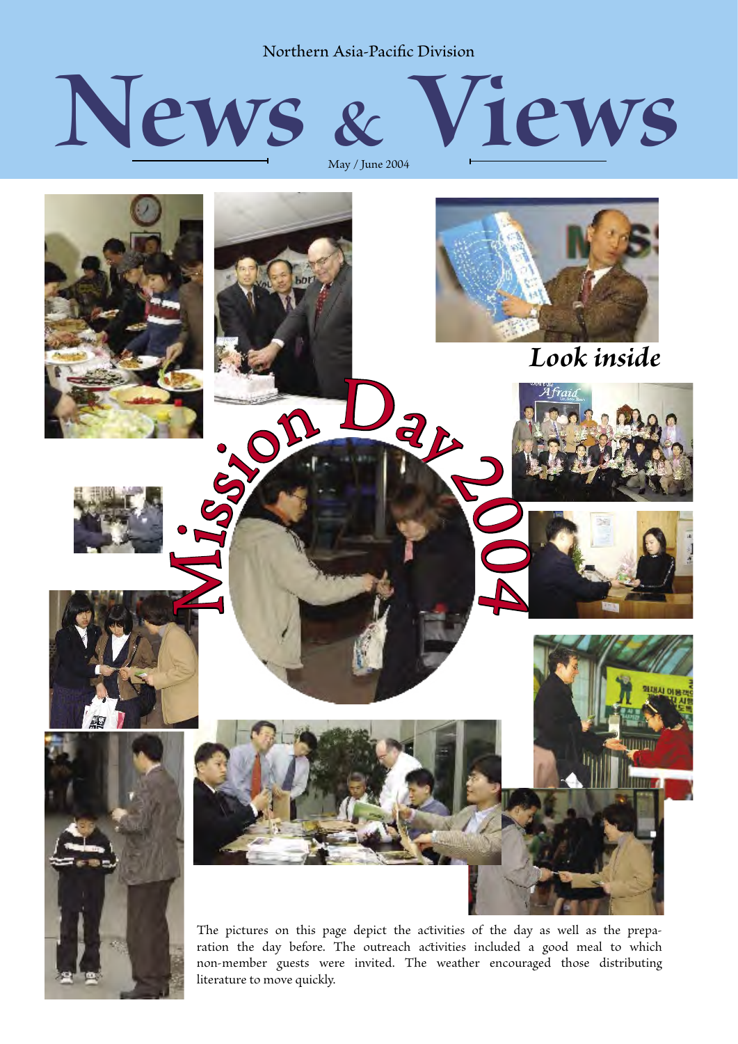Northern Asia-Pacific Division

# News & Views

May / June 2004

*Look inside*

## Mission Day 2004

The pictures on this page depict the activities of the day as well as the preparation the day before. The outreach activities included a good meal to which non-member guests were invited. The weather encouraged those distributing literature to move quickly.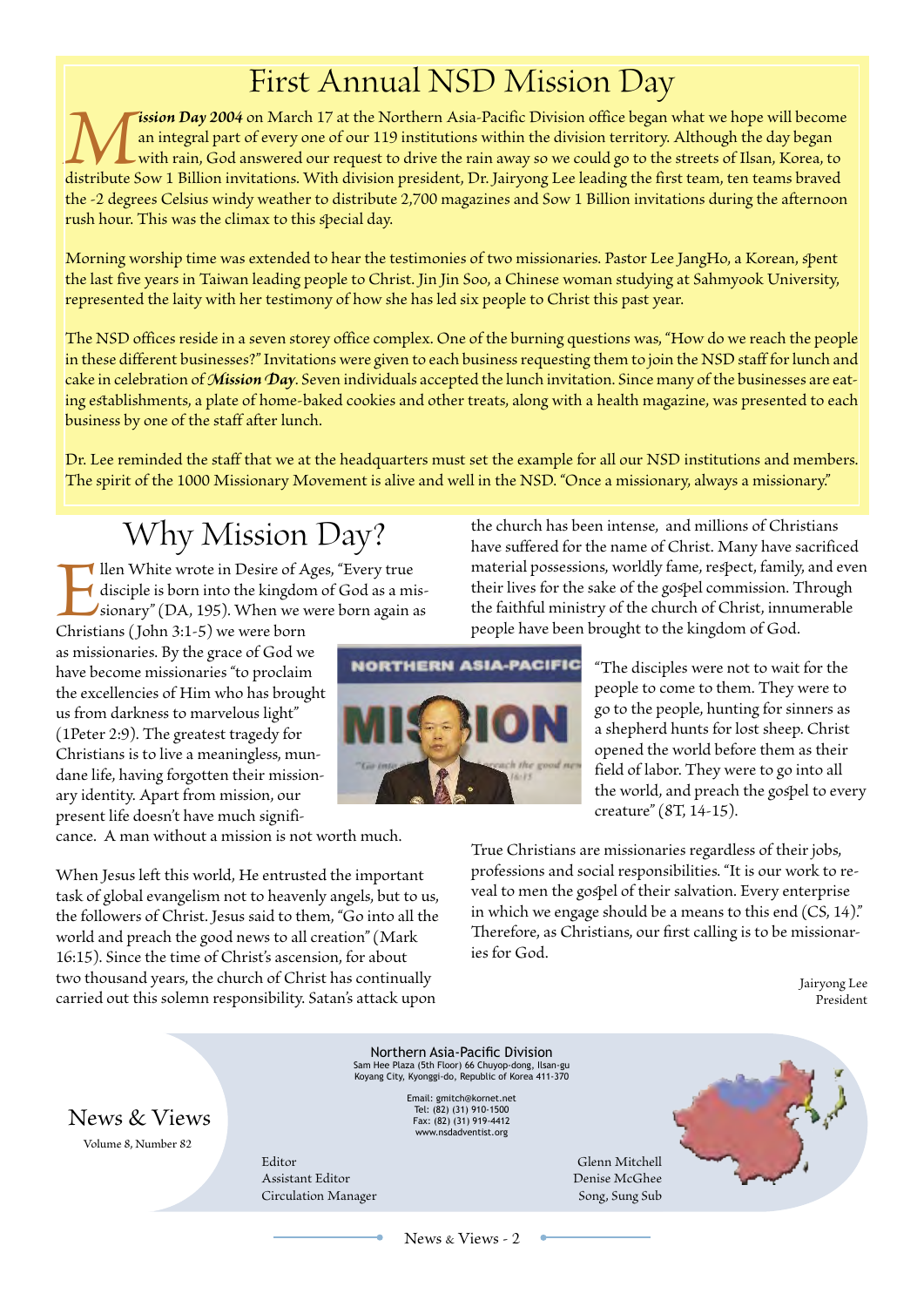# First Annual NSD Mission Day

***Mission Day 2004*** on March 17 at the Northern Asia-Pacific Division office began what we hope will become an integral part of every one of our 119 institutions within the division territory. Although the day began with rain, God answered our request to drive the rain away so we could go to the streets of Ilsan, Korea, to distribute Sow 1 Billion invitations. With division president, Dr. Jairyong Lee leading the first team, ten teams braved the -2 degrees Celsius windy weather to distribute 2,700 magazines and Sow 1 Billion invitations during the afternoon rush hour. This was the climax to this special day.

Morning worship time was extended to hear the testimonies of two missionaries. Pastor Lee JangHo, a Korean, spent the last five years in Taiwan leading people to Christ. Jin Jin Soo, a Chinese woman studying at Sahmyook University, represented the laity with her testimony of how she has led six people to Christ this past year.

The NSD offices reside in a seven storey office complex. One of the burning questions was, "How do we reach the people in these different businesses?" Invitations were given to each business requesting them to join the NSD staff for lunch and cake in celebration of ***Mission Day***. Seven individuals accepted the lunch invitation. Since many of the businesses are eating establishments, a plate of home-baked cookies and other treats, along with a health magazine, was presented to each business by one of the staff after lunch.

Dr. Lee reminded the staff that we at the headquarters must set the example for all our NSD institutions and members. The spirit of the 1000 Missionary Movement is alive and well in the NSD. "Once a missionary, always a missionary."

# Why Mission Day?

Ellen White wrote in Desire of Ages, "Every true disciple is born into the kingdom of God as a missionary" (DA, 195). When we were born again as Christians (John 3:1-5) we were born as missionaries. By the grace of God we have become missionaries "to proclaim the excellencies of Him who has brought us from darkness to marvelous light" (1Peter 2:9). The greatest tragedy for Christians is to live a meaningless, mundane life, having forgotten their missionary identity. Apart from mission, our present life doesn't have much significance. A man without a mission is not worth much.

When Jesus left this world, He entrusted the important task of global evangelism not to heavenly angels, but to us, the followers of Christ. Jesus said to them, "Go into all the world and preach the good news to all creation" (Mark 16:15). Since the time of Christ's ascension, for about two thousand years, the church of Christ has continually carried out this solemn responsibility. Satan's attack upon the church has been intense, and millions of Christians have suffered for the name of Christ. Many have sacrificed material possessions, worldly fame, respect, family, and even their lives for the sake of the gospel commission. Through the faithful ministry of the church of Christ, innumerable people have been brought to the kingdom of God.

"The disciples were not to wait for the people to come to them. They were to go to the people, hunting for sinners as a shepherd hunts for lost sheep. Christ opened the world before them as their field of labor. They were to go into all the world, and preach the gospel to every creature" (8T, 14-15).

True Christians are missionaries regardless of their jobs, professions and social responsibilities. "It is our work to reveal to men the gospel of their salvation. Every enterprise in which we engage should be a means to this end (CS, 14)." Therefore, as Christians, our first calling is to be missionaries for God.

Jairyong Lee
President

---

**News & Views**
Volume 8, Number 82

Northern Asia-Pacific Division
Sam Hee Plaza (5th Floor) 66 Chuyop-dong, Ilsan-gu
Koyang City, Kyonggi-do, Republic of Korea 411-370

Email: gmitch@kornet.net
Tel: (82) (31) 910-1500
Fax: (82) (31) 919-4412
www.nsdadventist.org

| | |
|---|---|
| Editor | Glenn Mitchell |
| Assistant Editor | Denise McGhee |
| Circulation Manager | Song, Sung Sub |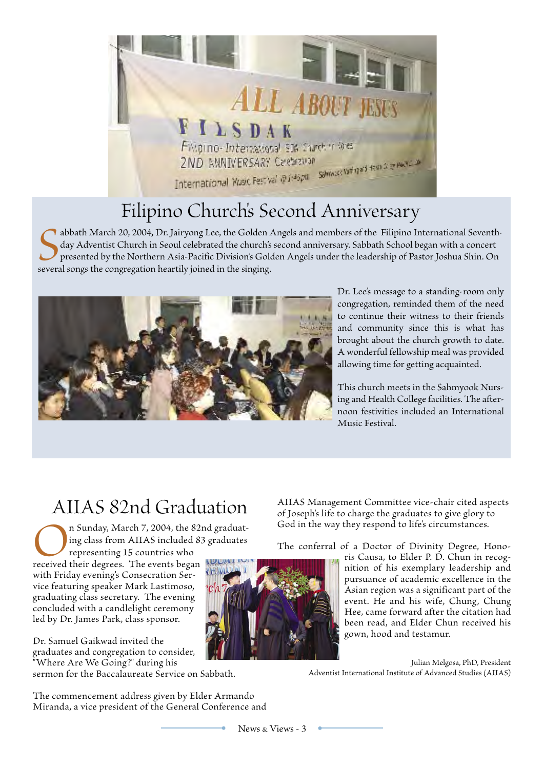# Filipino Church's Second Anniversary

Sabbath March 20, 2004, Dr. Jairyong Lee, the Golden Angels and members of the Filipino International Seventh-day Adventist Church in Seoul celebrated the church's second anniversary. Sabbath School began with a concert presented by the Northern Asia-Pacific Division's Golden Angels under the leadership of Pastor Joshua Shin. On several songs the congregation heartily joined in the singing.

Dr. Lee's message to a standing-room only congregation, reminded them of the need to continue their witness to their friends and community since this is what has brought about the church growth to date. A wonderful fellowship meal was provided allowing time for getting acquainted.

This church meets in the Sahmyook Nursing and Health College facilities. The afternoon festivities included an International Music Festival.

# AIIAS 82nd Graduation

On Sunday, March 7, 2004, the 82nd graduating class from AIIAS included 83 graduates representing 15 countries who received their degrees. The events began with Friday evening's Consecration Service featuring speaker Mark Lastimoso, graduating class secretary. The evening concluded with a candlelight ceremony led by Dr. James Park, class sponsor.

Dr. Samuel Gaikwad invited the graduates and congregation to consider, "Where Are We Going?" during his sermon for the Baccalaureate Service on Sabbath.

The commencement address given by Elder Armando Miranda, a vice president of the General Conference and AIIAS Management Committee vice-chair cited aspects of Joseph's life to charge the graduates to give glory to God in the way they respond to life's circumstances.

The conferral of a Doctor of Divinity Degree, Honoris Causa, to Elder P. D. Chun in recognition of his exemplary leadership and pursuance of academic excellence in the Asian region was a significant part of the event. He and his wife, Chung, Chung Hee, came forward after the citation had been read, and Elder Chun received his gown, hood and testamur.

Julian Melgosa, PhD, President
Adventist International Institute of Advanced Studies (AIIAS)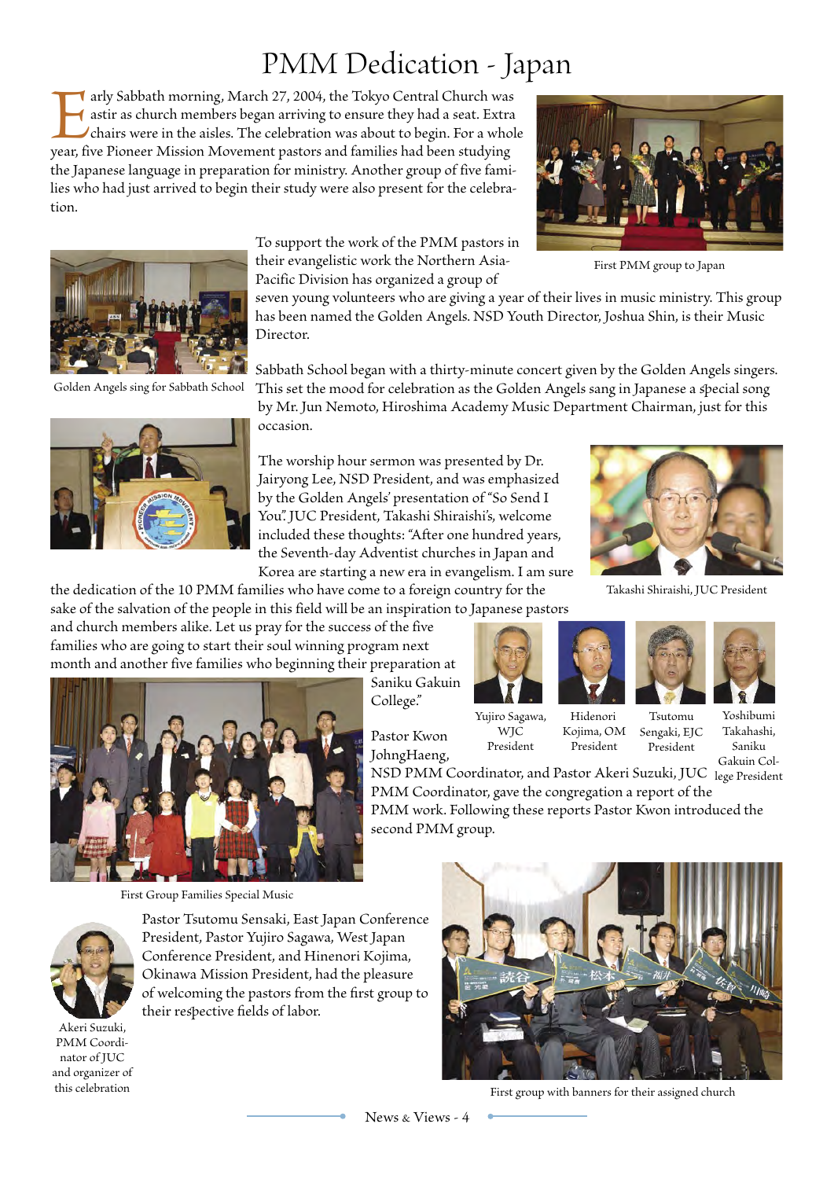# PMM Dedication - Japan

Early Sabbath morning, March 27, 2004, the Tokyo Central Church was astir as church members began arriving to ensure they had a seat. Extra chairs were in the aisles. The celebration was about to begin. For a whole year, five Pioneer Mission Movement pastors and families had been studying the Japanese language in preparation for ministry. Another group of five families who had just arrived to begin their study were also present for the celebration.

First PMM group to Japan

To support the work of the PMM pastors in their evangelistic work the Northern Asia-Pacific Division has organized a group of seven young volunteers who are giving a year of their lives in music ministry. This group has been named the Golden Angels. NSD Youth Director, Joshua Shin, is their Music Director.

Golden Angels sing for Sabbath School

Sabbath School began with a thirty-minute concert given by the Golden Angels singers. This set the mood for celebration as the Golden Angels sang in Japanese a special song by Mr. Jun Nemoto, Hiroshima Academy Music Department Chairman, just for this occasion.

The worship hour sermon was presented by Dr. Jairyong Lee, NSD President, and was emphasized by the Golden Angels' presentation of "So Send I You". JUC President, Takashi Shiraishi's, welcome included these thoughts: "After one hundred years, the Seventh-day Adventist churches in Japan and Korea are starting a new era in evangelism. I am sure the dedication of the 10 PMM families who have come to a foreign country for the sake of the salvation of the people in this field will be an inspiration to Japanese pastors and church members alike. Let us pray for the success of the five families who are going to start their soul winning program next month and another five families who beginning their preparation at Saniku Gakuin College."

Takashi Shiraishi, JUC President

Yujiro Sagawa, WJC President

Hidenori Kojima, OM President

Tsutomu Sengaki, EJC President

Yoshibumi Takahashi, Saniku Gakuin College President

Pastor Kwon JohngHaeng, NSD PMM Coordinator, and Pastor Akeri Suzuki, JUC PMM Coordinator, gave the congregation a report of the PMM work. Following these reports Pastor Kwon introduced the second PMM group.

First Group Families Special Music

Pastor Tsutomu Sensaki, East Japan Conference President, Pastor Yujiro Sagawa, West Japan Conference President, and Hinenori Kojima, Okinawa Mission President, had the pleasure of welcoming the pastors from the first group to their respective fields of labor.

Akeri Suzuki, PMM Coordinator of JUC and organizer of this celebration

First group with banners for their assigned church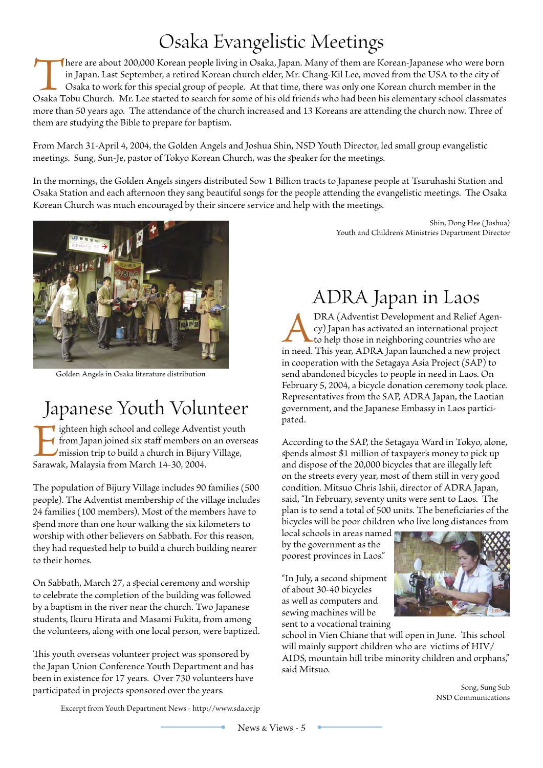# Osaka Evangelistic Meetings

There are about 200,000 Korean people living in Osaka, Japan. Many of them are Korean-Japanese who were born in Japan. Last September, a retired Korean church elder, Mr. Chang-Kil Lee, moved from the USA to the city of Osaka to work for this special group of people. At that time, there was only one Korean church member in the Osaka Tobu Church. Mr. Lee started to search for some of his old friends who had been his elementary school classmates more than 50 years ago. The attendance of the church increased and 13 Koreans are attending the church now. Three of them are studying the Bible to prepare for baptism.

From March 31-April 4, 2004, the Golden Angels and Joshua Shin, NSD Youth Director, led small group evangelistic meetings. Sung, Sun-Je, pastor of Tokyo Korean Church, was the speaker for the meetings.

In the mornings, the Golden Angels singers distributed Sow 1 Billion tracts to Japanese people at Tsuruhashi Station and Osaka Station and each afternoon they sang beautiful songs for the people attending the evangelistic meetings. The Osaka Korean Church was much encouraged by their sincere service and help with the meetings.

Shin, Dong Hee (Joshua)
Youth and Children's Ministries Department Director

Golden Angels in Osaka literature distribution

# Japanese Youth Volunteer

Eighteen high school and college Adventist youth from Japan joined six staff members on an overseas mission trip to build a church in Bijury Village, Sarawak, Malaysia from March 14-30, 2004.

The population of Bijury Village includes 90 families (500 people). The Adventist membership of the village includes 24 families (100 members). Most of the members have to spend more than one hour walking the six kilometers to worship with other believers on Sabbath. For this reason, they had requested help to build a church building nearer to their homes.

On Sabbath, March 27, a special ceremony and worship to celebrate the completion of the building was followed by a baptism in the river near the church. Two Japanese students, Ikuru Hirata and Masami Fukita, from among the volunteers, along with one local person, were baptized.

This youth overseas volunteer project was sponsored by the Japan Union Conference Youth Department and has been in existence for 17 years. Over 730 volunteers have participated in projects sponsored over the years.

Excerpt from Youth Department News - http://www.sda.or.jp

# ADRA Japan in Laos

ADRA (Adventist Development and Relief Agency) Japan has activated an international project to help those in neighboring countries who are in need. This year, ADRA Japan launched a new project in cooperation with the Setagaya Asia Project (SAP) to send abandoned bicycles to people in need in Laos. On February 5, 2004, a bicycle donation ceremony took place. Representatives from the SAP, ADRA Japan, the Laotian government, and the Japanese Embassy in Laos participated.

According to the SAP, the Setagaya Ward in Tokyo, alone, spends almost $1 million of taxpayer's money to pick up and dispose of the 20,000 bicycles that are illegally left on the streets every year, most of them still in very good condition. Mitsuo Chris Ishii, director of ADRA Japan, said, "In February, seventy units were sent to Laos. The plan is to send a total of 500 units. The beneficiaries of the bicycles will be poor children who live long distances from local schools in areas named by the government as the poorest provinces in Laos."

"In July, a second shipment of about 30-40 bicycles as well as computers and sewing machines will be sent to a vocational training school in Vien Chiane that will open in June. This school will mainly support children who are victims of HIV/AIDS, mountain hill tribe minority children and orphans," said Mitsuo.

Song, Sung Sub
NSD Communications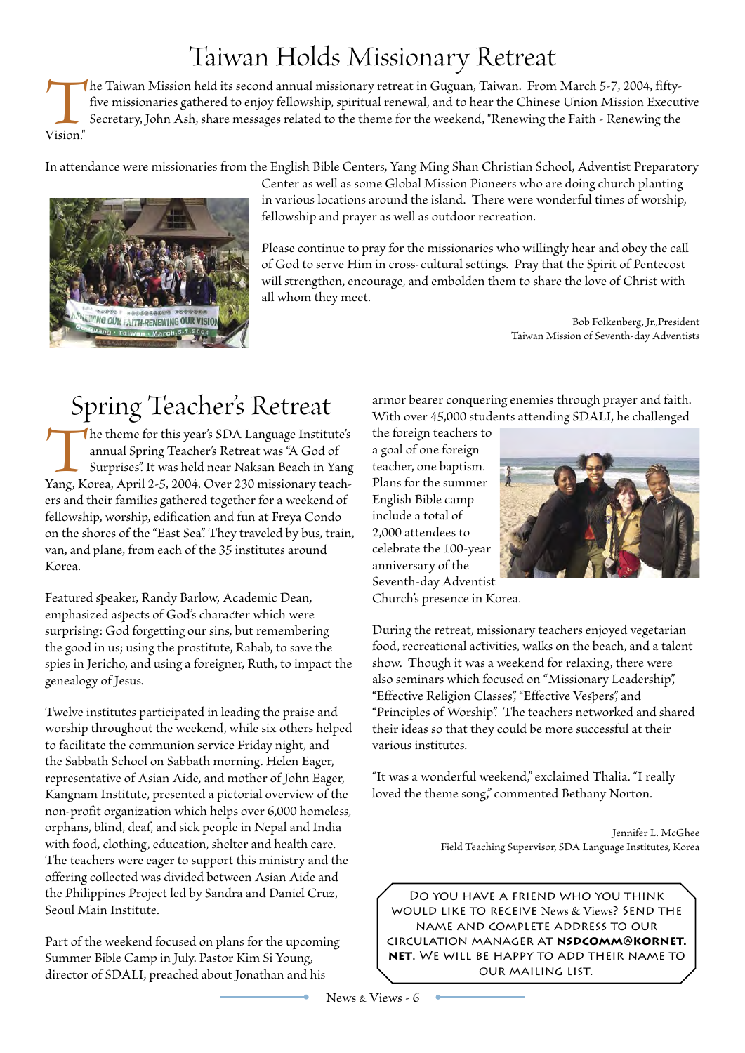# Taiwan Holds Missionary Retreat

The Taiwan Mission held its second annual missionary retreat in Guguan, Taiwan. From March 5-7, 2004, fifty-five missionaries gathered to enjoy fellowship, spiritual renewal, and to hear the Chinese Union Mission Executive Secretary, John Ash, share messages related to the theme for the weekend, "Renewing the Faith - Renewing the Vision."

In attendance were missionaries from the English Bible Centers, Yang Ming Shan Christian School, Adventist Preparatory Center as well as some Global Mission Pioneers who are doing church planting in various locations around the island. There were wonderful times of worship, fellowship and prayer as well as outdoor recreation.

Please continue to pray for the missionaries who willingly hear and obey the call of God to serve Him in cross-cultural settings. Pray that the Spirit of Pentecost will strengthen, encourage, and embolden them to share the love of Christ with all whom they meet.

Bob Folkenberg, Jr.,President
Taiwan Mission of Seventh-day Adventists

# Spring Teacher's Retreat

The theme for this year's SDA Language Institute's annual Spring Teacher's Retreat was "A God of Surprises". It was held near Naksan Beach in Yang Yang, Korea, April 2-5, 2004. Over 230 missionary teachers and their families gathered together for a weekend of fellowship, worship, edification and fun at Freya Condo on the shores of the "East Sea". They traveled by bus, train, van, and plane, from each of the 35 institutes around Korea.

Featured speaker, Randy Barlow, Academic Dean, emphasized aspects of God's character which were surprising: God forgetting our sins, but remembering the good in us; using the prostitute, Rahab, to save the spies in Jericho, and using a foreigner, Ruth, to impact the genealogy of Jesus.

Twelve institutes participated in leading the praise and worship throughout the weekend, while six others helped to facilitate the communion service Friday night, and the Sabbath School on Sabbath morning. Helen Eager, representative of Asian Aide, and mother of John Eager, Kangnam Institute, presented a pictorial overview of the non-profit organization which helps over 6,000 homeless, orphans, blind, deaf, and sick people in Nepal and India with food, clothing, education, shelter and health care. The teachers were eager to support this ministry and the offering collected was divided between Asian Aide and the Philippines Project led by Sandra and Daniel Cruz, Seoul Main Institute.

Part of the weekend focused on plans for the upcoming Summer Bible Camp in July. Pastor Kim Si Young, director of SDALI, preached about Jonathan and his armor bearer conquering enemies through prayer and faith. With over 45,000 students attending SDALI, he challenged the foreign teachers to a goal of one foreign teacher, one baptism. Plans for the summer English Bible camp include a total of 2,000 attendees to celebrate the 100-year anniversary of the Seventh-day Adventist Church's presence in Korea.

During the retreat, missionary teachers enjoyed vegetarian food, recreational activities, walks on the beach, and a talent show. Though it was a weekend for relaxing, there were also seminars which focused on "Missionary Leadership", "Effective Religion Classes", "Effective Vespers", and "Principles of Worship". The teachers networked and shared their ideas so that they could be more successful at their various institutes.

"It was a wonderful weekend," exclaimed Thalia. "I really loved the theme song," commented Bethany Norton.

Jennifer L. McGhee
Field Teaching Supervisor, SDA Language Institutes, Korea

DO YOU HAVE A FRIEND WHO YOU THINK WOULD LIKE TO RECEIVE *News & Views*? SEND THE NAME AND COMPLETE ADDRESS TO OUR CIRCULATION MANAGER AT **NSDCOMM@KORNET.NET**. WE WILL BE HAPPY TO ADD THEIR NAME TO OUR MAILING LIST.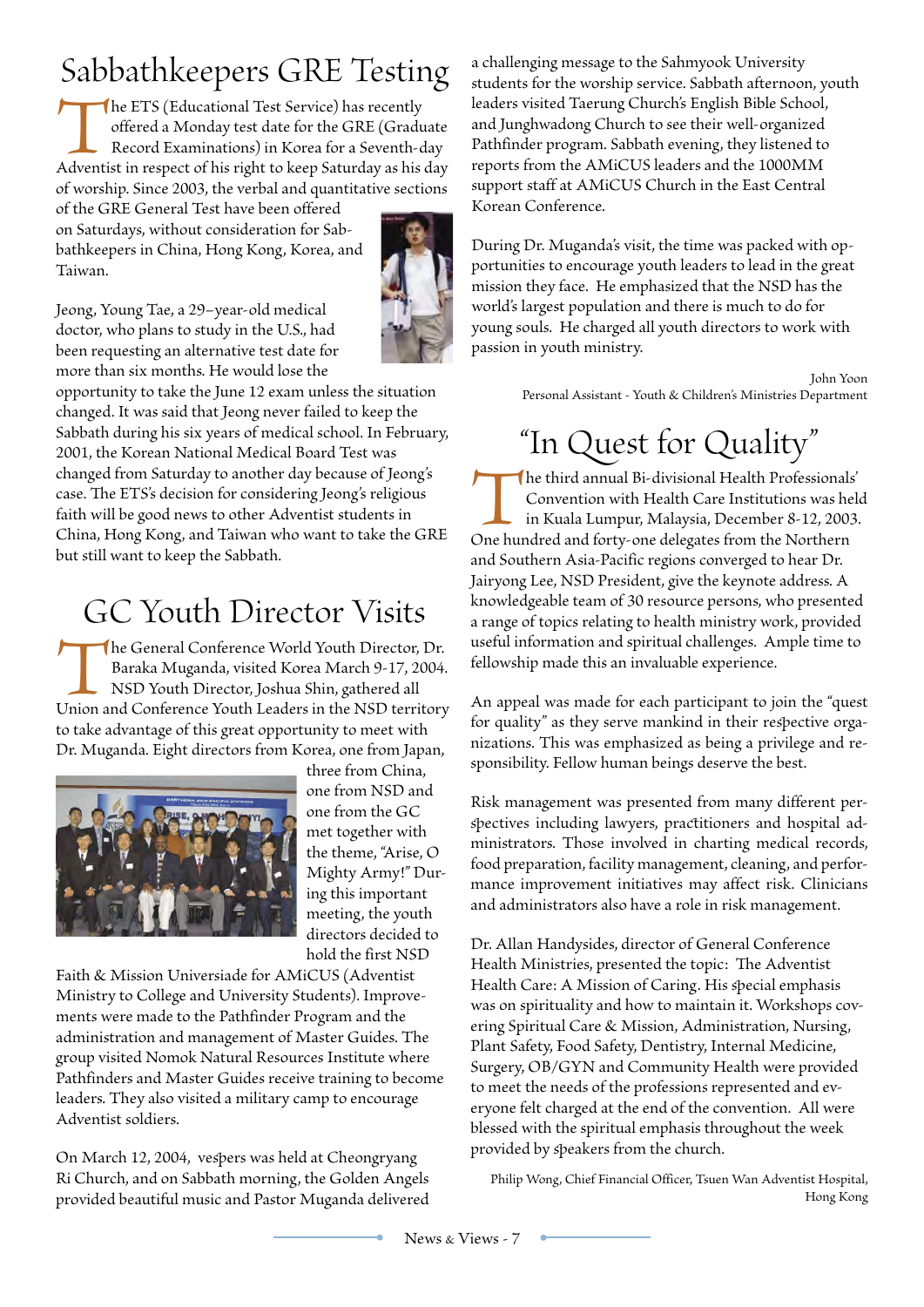# Sabbathkeepers GRE Testing

The ETS (Educational Test Service) has recently offered a Monday test date for the GRE (Graduate Record Examinations) in Korea for a Seventh-day Adventist in respect of his right to keep Saturday as his day of worship. Since 2003, the verbal and quantitative sections of the GRE General Test have been offered on Saturdays, without consideration for Sabbathkeepers in China, Hong Kong, Korea, and Taiwan.

Jeong, Young Tae, a 29–year-old medical doctor, who plans to study in the U.S., had been requesting an alternative test date for more than six months. He would lose the opportunity to take the June 12 exam unless the situation changed. It was said that Jeong never failed to keep the Sabbath during his six years of medical school. In February, 2001, the Korean National Medical Board Test was changed from Saturday to another day because of Jeong's case. The ETS's decision for considering Jeong's religious faith will be good news to other Adventist students in China, Hong Kong, and Taiwan who want to take the GRE but still want to keep the Sabbath.

# GC Youth Director Visits

The General Conference World Youth Director, Dr. Baraka Muganda, visited Korea March 9-17, 2004. NSD Youth Director, Joshua Shin, gathered all Union and Conference Youth Leaders in the NSD territory to take advantage of this great opportunity to meet with Dr. Muganda. Eight directors from Korea, one from Japan, three from China, one from NSD and one from the GC met together with the theme, "Arise, O Mighty Army!" During this important meeting, the youth directors decided to hold the first NSD Faith & Mission Universiade for AMiCUS (Adventist Ministry to College and University Students). Improvements were made to the Pathfinder Program and the administration and management of Master Guides. The group visited Nomok Natural Resources Institute where Pathfinders and Master Guides receive training to become leaders. They also visited a military camp to encourage Adventist soldiers.

On March 12, 2004, vespers was held at Cheongryang Ri Church, and on Sabbath morning, the Golden Angels provided beautiful music and Pastor Muganda delivered a challenging message to the Sahmyook University students for the worship service. Sabbath afternoon, youth leaders visited Taerung Church's English Bible School, and Junghwadong Church to see their well-organized Pathfinder program. Sabbath evening, they listened to reports from the AMiCUS leaders and the 1000MM support staff at AMiCUS Church in the East Central Korean Conference.

During Dr. Muganda's visit, the time was packed with opportunities to encourage youth leaders to lead in the great mission they face. He emphasized that the NSD has the world's largest population and there is much to do for young souls. He charged all youth directors to work with passion in youth ministry.

John Yoon
Personal Assistant - Youth & Children's Ministries Department

# "In Quest for Quality"

The third annual Bi-divisional Health Professionals' Convention with Health Care Institutions was held in Kuala Lumpur, Malaysia, December 8-12, 2003. One hundred and forty-one delegates from the Northern and Southern Asia-Pacific regions converged to hear Dr. Jairyong Lee, NSD President, give the keynote address. A knowledgeable team of 30 resource persons, who presented a range of topics relating to health ministry work, provided useful information and spiritual challenges. Ample time to fellowship made this an invaluable experience.

An appeal was made for each participant to join the "quest for quality" as they serve mankind in their respective organizations. This was emphasized as being a privilege and responsibility. Fellow human beings deserve the best.

Risk management was presented from many different perspectives including lawyers, practitioners and hospital administrators. Those involved in charting medical records, food preparation, facility management, cleaning, and performance improvement initiatives may affect risk. Clinicians and administrators also have a role in risk management.

Dr. Allan Handysides, director of General Conference Health Ministries, presented the topic: The Adventist Health Care: A Mission of Caring. His special emphasis was on spirituality and how to maintain it. Workshops covering Spiritual Care & Mission, Administration, Nursing, Plant Safety, Food Safety, Dentistry, Internal Medicine, Surgery, OB/GYN and Community Health were provided to meet the needs of the professions represented and everyone felt charged at the end of the convention. All were blessed with the spiritual emphasis throughout the week provided by speakers from the church.

Philip Wong, Chief Financial Officer, Tsuen Wan Adventist Hospital, Hong Kong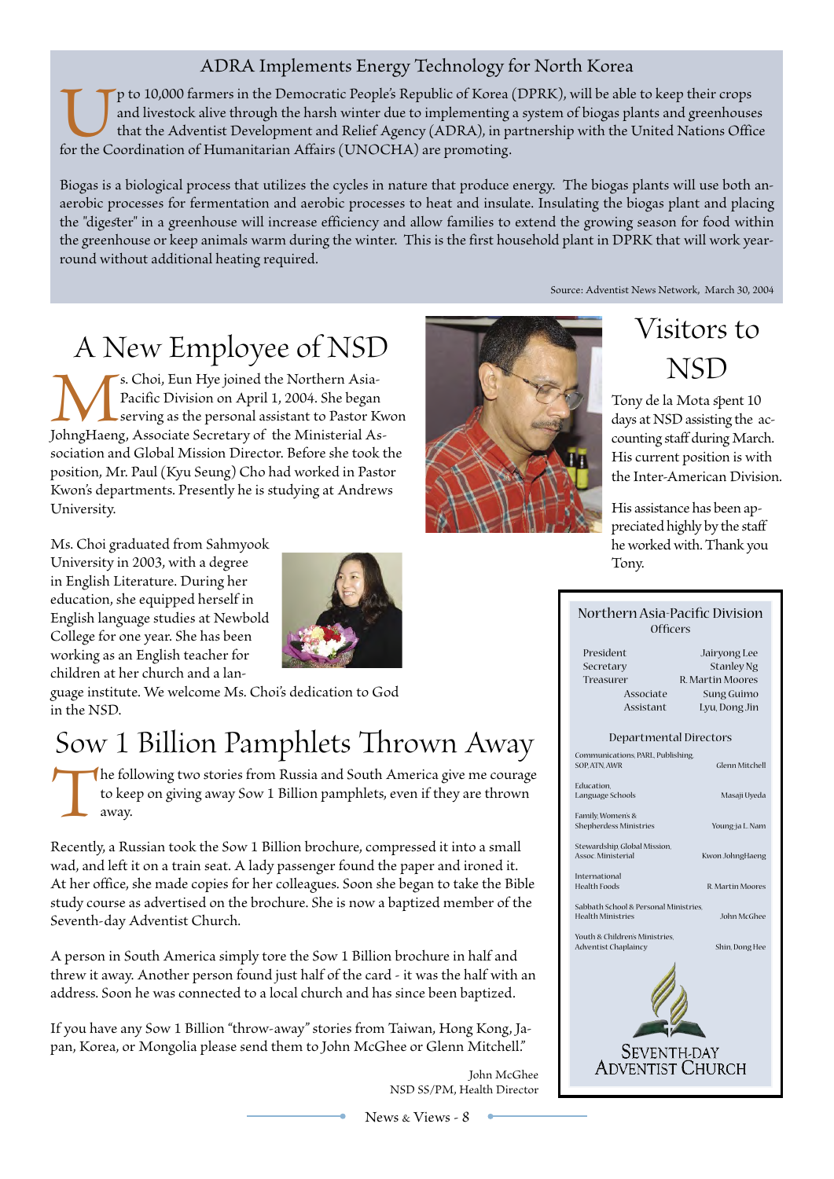## ADRA Implements Energy Technology for North Korea

Up to 10,000 farmers in the Democratic People's Republic of Korea (DPRK), will be able to keep their crops and livestock alive through the harsh winter due to implementing a system of biogas plants and greenhouses that the Adventist Development and Relief Agency (ADRA), in partnership with the United Nations Office for the Coordination of Humanitarian Affairs (UNOCHA) are promoting.

Biogas is a biological process that utilizes the cycles in nature that produce energy. The biogas plants will use both anaerobic processes for fermentation and aerobic processes to heat and insulate. Insulating the biogas plant and placing the "digester" in a greenhouse will increase efficiency and allow families to extend the growing season for food within the greenhouse or keep animals warm during the winter. This is the first household plant in DPRK that will work year-round without additional heating required.

Source: Adventist News Network, March 30, 2004

# A New Employee of NSD

Ms. Choi, Eun Hye joined the Northern Asia-Pacific Division on April 1, 2004. She began serving as the personal assistant to Pastor Kwon JohngHaeng, Associate Secretary of the Ministerial Association and Global Mission Director. Before she took the position, Mr. Paul (Kyu Seung) Cho had worked in Pastor Kwon's departments. Presently he is studying at Andrews University.

Ms. Choi graduated from Sahmyook University in 2003, with a degree in English Literature. During her education, she equipped herself in English language studies at Newbold College for one year. She has been working as an English teacher for children at her church and a language institute. We welcome Ms. Choi's dedication to God in the NSD.

# Visitors to NSD

Tony de la Mota spent 10 days at NSD assisting the accounting staff during March. His current position is with the Inter-American Division.

His assistance has been appreciated highly by the staff he worked with. Thank you Tony.

# Sow 1 Billion Pamphlets Thrown Away

The following two stories from Russia and South America give me courage to keep on giving away Sow 1 Billion pamphlets, even if they are thrown away.

Recently, a Russian took the Sow 1 Billion brochure, compressed it into a small wad, and left it on a train seat. A lady passenger found the paper and ironed it. At her office, she made copies for her colleagues. Soon she began to take the Bible study course as advertised on the brochure. She is now a baptized member of the Seventh-day Adventist Church.

A person in South America simply tore the Sow 1 Billion brochure in half and threw it away. Another person found just half of the card - it was the half with an address. Soon he was connected to a local church and has since been baptized.

If you have any Sow 1 Billion "throw-away" stories from Taiwan, Hong Kong, Japan, Korea, or Mongolia please send them to John McGhee or Glenn Mitchell."

John McGhee
NSD SS/PM, Health Director

## Northern Asia-Pacific Division
Officers

| | |
|---|---|
| President | Jairyong Lee |
| Secretary | Stanley Ng |
| Treasurer | R. Martin Moores |
| Associate | Sung Guimo |
| Assistant | Lyu, Dong Jin |

Departmental Directors

| | |
|---|---|
| Communications, PARL, Publishing, SOP, ATN, AWR | Glenn Mitchell |
| Education, Language Schools | Masaji Uyeda |
| Family, Women's & Shepherdess Ministries | Young-ja L. Nam |
| Stewardship, Global Mission, Assoc. Ministerial | Kwon JohngHaeng |
| International Health Foods | R. Martin Moores |
| Sabbath School & Personal Ministries, Health Ministries | John McGhee |
| Youth & Children's Ministries, Adventist Chaplaincy | Shin, Dong Hee |

Seventh-day Adventist Church